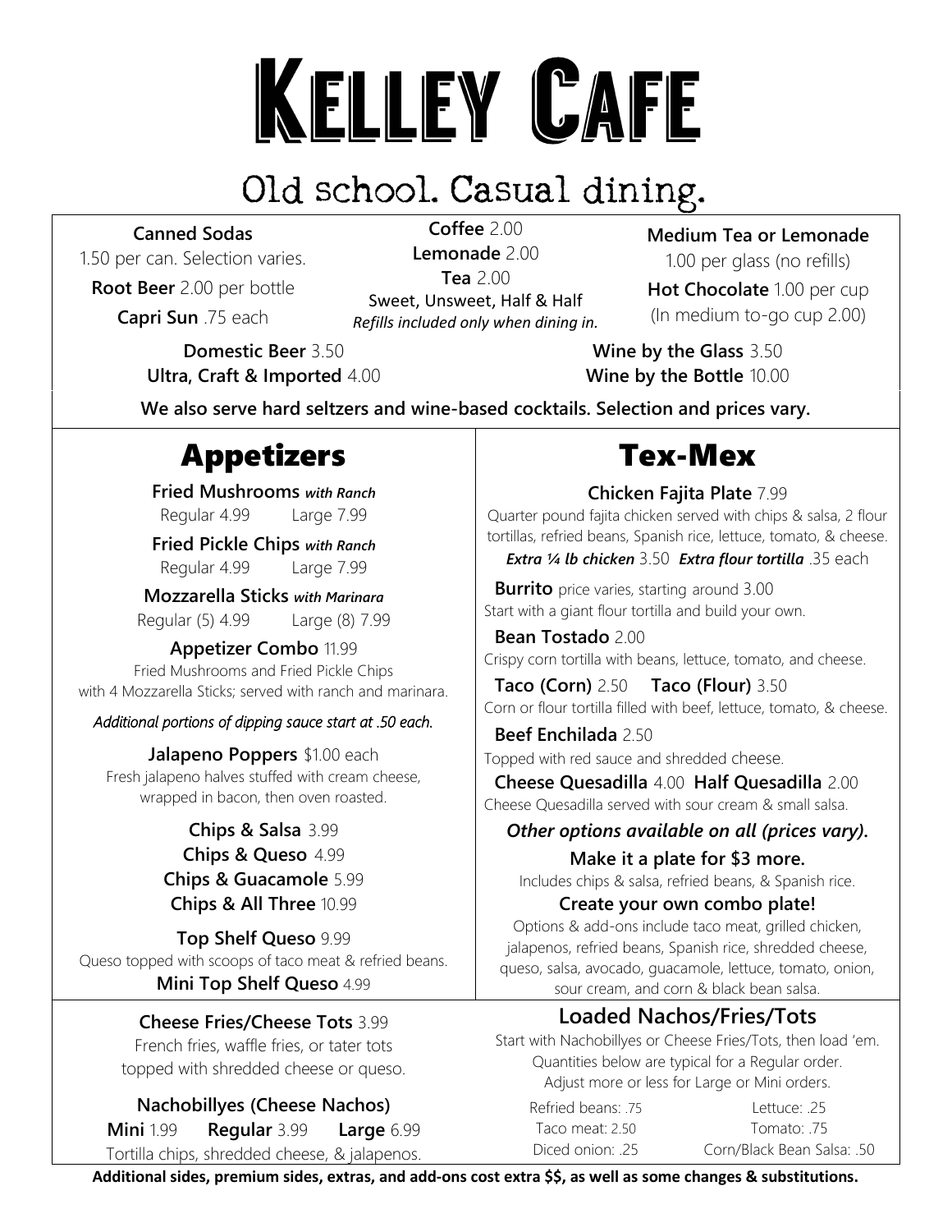# Kelley Cafe

## Old school. Casual dining.

**Canned Sodas**
1.50 per can. Selection varies.

**Root Beer** 2.00 per bottle

**Capri Sun** .75 each

**Coffee** 2.00

**Lemonade** 2.00

**Tea** 2.00

Sweet, Unsweet, Half & Half

*Refills included only when dining in.*

**Medium Tea or Lemonade**
1.00 per glass (no refills)

**Hot Chocolate** 1.00 per cup
(In medium to-go cup 2.00)

**Domestic Beer** 3.50

**Ultra, Craft & Imported** 4.00

**Wine by the Glass** 3.50

**Wine by the Bottle** 10.00

**We also serve hard seltzers and wine-based cocktails. Selection and prices vary.**

## Appetizers

**Fried Mushrooms** ***with Ranch***
Regular 4.99 Large 7.99

**Fried Pickle Chips** ***with Ranch***
Regular 4.99 Large 7.99

**Mozzarella Sticks** ***with Marinara***
Regular (5) 4.99 Large (8) 7.99

**Appetizer Combo** 11.99
Fried Mushrooms and Fried Pickle Chips with 4 Mozzarella Sticks; served with ranch and marinara.

*Additional portions of dipping sauce start at .50 each.*

**Jalapeno Poppers** $1.00 each
Fresh jalapeno halves stuffed with cream cheese, wrapped in bacon, then oven roasted.

**Chips & Salsa** 3.99

**Chips & Queso** 4.99

**Chips & Guacamole** 5.99

**Chips & All Three** 10.99

**Top Shelf Queso** 9.99
Queso topped with scoops of taco meat & refried beans.

**Mini Top Shelf Queso** 4.99

**Cheese Fries/Cheese Tots** 3.99
French fries, waffle fries, or tater tots topped with shredded cheese or queso.

**Nachobillyes (Cheese Nachos)**
**Mini** 1.99 **Regular** 3.99 **Large** 6.99
Tortilla chips, shredded cheese, & jalapenos.

## Tex-Mex

**Chicken Fajita Plate** 7.99
Quarter pound fajita chicken served with chips & salsa, 2 flour tortillas, refried beans, Spanish rice, lettuce, tomato, & cheese.
***Extra ¼ lb chicken*** 3.50 ***Extra flour tortilla*** .35 each

**Burrito** price varies, starting around 3.00
Start with a giant flour tortilla and build your own.

**Bean Tostado** 2.00
Crispy corn tortilla with beans, lettuce, tomato, and cheese.

**Taco (Corn)** 2.50 **Taco (Flour)** 3.50
Corn or flour tortilla filled with beef, lettuce, tomato, & cheese.

**Beef Enchilada** 2.50
Topped with red sauce and shredded cheese.

**Cheese Quesadilla** 4.00 **Half Quesadilla** 2.00
Cheese Quesadilla served with sour cream & small salsa.

***Other options available on all (prices vary).***

**Make it a plate for $3 more.**
Includes chips & salsa, refried beans, & Spanish rice.

**Create your own combo plate!**
Options & add-ons include taco meat, grilled chicken, jalapenos, refried beans, Spanish rice, shredded cheese, queso, salsa, avocado, guacamole, lettuce, tomato, onion, sour cream, and corn & black bean salsa.

### Loaded Nachos/Fries/Tots

Start with Nachobillyes or Cheese Fries/Tots, then load 'em. Quantities below are typical for a Regular order. Adjust more or less for Large or Mini orders.

| | |
|---|---|
| Refried beans: .75 | Lettuce: .25 |
| Taco meat: 2.50 | Tomato: .75 |
| Diced onion: .25 | Corn/Black Bean Salsa: .50 |

**Additional sides, premium sides, extras, and add-ons cost extra $$, as well as some changes & substitutions.**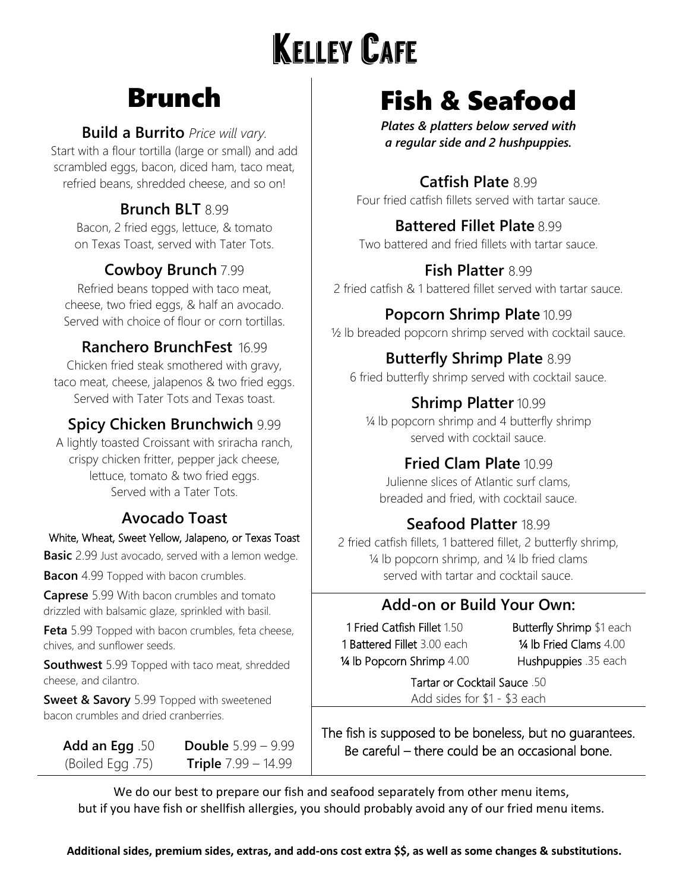# Kelley Cafe

## Brunch

### Build a Burrito *Price will vary.*

Start with a flour tortilla (large or small) and add scrambled eggs, bacon, diced ham, taco meat, refried beans, shredded cheese, and so on!

### Brunch BLT 8.99

Bacon, 2 fried eggs, lettuce, & tomato on Texas Toast, served with Tater Tots.

### Cowboy Brunch 7.99

Refried beans topped with taco meat, cheese, two fried eggs, & half an avocado. Served with choice of flour or corn tortillas.

### Ranchero BrunchFest 16.99

Chicken fried steak smothered with gravy, taco meat, cheese, jalapenos & two fried eggs. Served with Tater Tots and Texas toast.

### Spicy Chicken Brunchwich 9.99

A lightly toasted Croissant with sriracha ranch, crispy chicken fritter, pepper jack cheese, lettuce, tomato & two fried eggs. Served with a Tater Tots.

### Avocado Toast

White, Wheat, Sweet Yellow, Jalapeno, or Texas Toast

**Basic** 2.99 Just avocado, served with a lemon wedge.

**Bacon** 4.99 Topped with bacon crumbles.

**Caprese** 5.99 With bacon crumbles and tomato drizzled with balsamic glaze, sprinkled with basil.

**Feta** 5.99 Topped with bacon crumbles, feta cheese, chives, and sunflower seeds.

**Southwest** 5.99 Topped with taco meat, shredded cheese, and cilantro.

**Sweet & Savory** 5.99 Topped with sweetened bacon crumbles and dried cranberries.

**Add an Egg** .50 (Boiled Egg .75)

**Double** 5.99 – 9.99

**Triple** 7.99 – 14.99

## Fish & Seafood

***Plates & platters below served with a regular side and 2 hushpuppies.***

### Catfish Plate 8.99

Four fried catfish fillets served with tartar sauce.

### Battered Fillet Plate 8.99

Two battered and fried fillets with tartar sauce.

### Fish Platter 8.99

2 fried catfish & 1 battered fillet served with tartar sauce.

### Popcorn Shrimp Plate 10.99

½ lb breaded popcorn shrimp served with cocktail sauce.

### Butterfly Shrimp Plate 8.99

6 fried butterfly shrimp served with cocktail sauce.

### Shrimp Platter 10.99

¼ lb popcorn shrimp and 4 butterfly shrimp served with cocktail sauce.

### Fried Clam Plate 10.99

Julienne slices of Atlantic surf clams, breaded and fried, with cocktail sauce.

### Seafood Platter 18.99

2 fried catfish fillets, 1 battered fillet, 2 butterfly shrimp, ¼ lb popcorn shrimp, and ¼ lb fried clams served with tartar and cocktail sauce.

### Add-on or Build Your Own:

1 Fried Catfish Fillet 1.50
1 Battered Fillet 3.00 each
¼ lb Popcorn Shrimp 4.00
Butterfly Shrimp $1 each
¼ lb Fried Clams 4.00
Hushpuppies .35 each
Tartar or Cocktail Sauce .50
Add sides for $1 - $3 each

The fish is supposed to be boneless, but no guarantees. Be careful – there could be an occasional bone.

We do our best to prepare our fish and seafood separately from other menu items, but if you have fish or shellfish allergies, you should probably avoid any of our fried menu items.

**Additional sides, premium sides, extras, and add-ons cost extra $$, as well as some changes & substitutions.**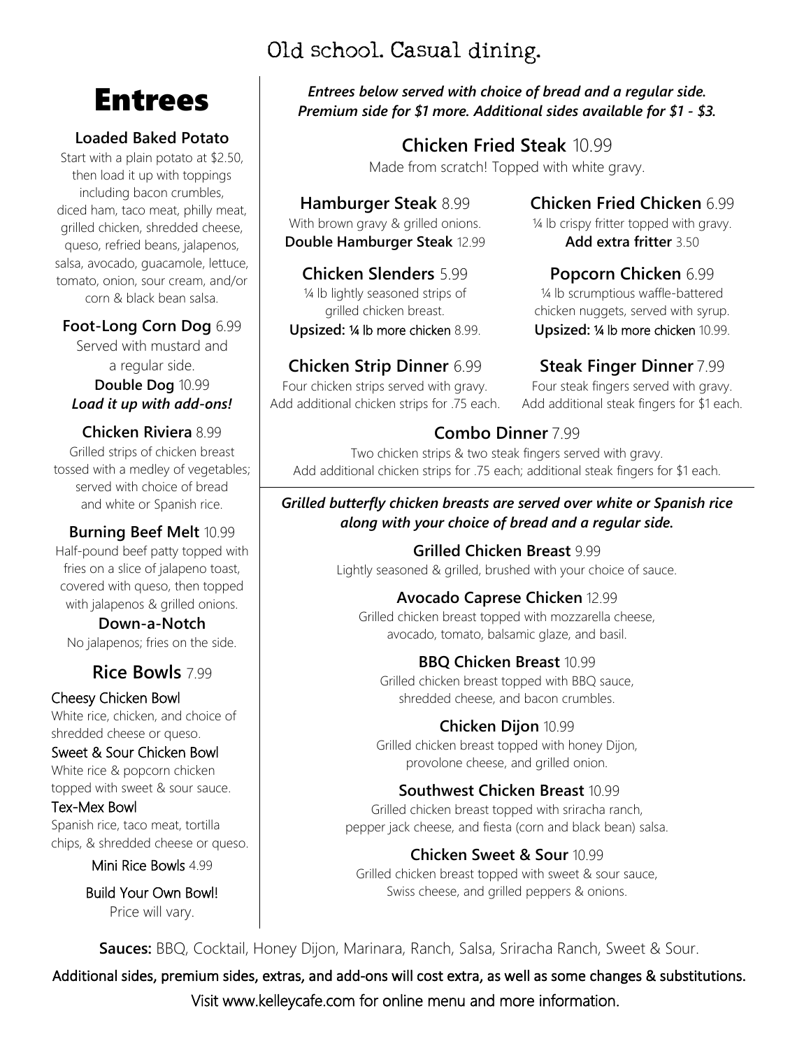Old school. Casual dining.

# Entrees

**Loaded Baked Potato**

Start with a plain potato at $2.50, then load it up with toppings including bacon crumbles, diced ham, taco meat, philly meat, grilled chicken, shredded cheese, queso, refried beans, jalapenos, salsa, avocado, guacamole, lettuce, tomato, onion, sour cream, and/or corn & black bean salsa.

**Foot-Long Corn Dog** 6.99

Served with mustard and a regular side.

**Double Dog** 10.99

***Load it up with add-ons!***

**Chicken Riviera** 8.99

Grilled strips of chicken breast tossed with a medley of vegetables; served with choice of bread and white or Spanish rice.

**Burning Beef Melt** 10.99

Half-pound beef patty topped with fries on a slice of jalapeno toast, covered with queso, then topped with jalapenos & grilled onions.

**Down-a-Notch**

No jalapenos; fries on the side.

## Rice Bowls 7.99

Cheesy Chicken Bowl

White rice, chicken, and choice of shredded cheese or queso.

Sweet & Sour Chicken Bowl

White rice & popcorn chicken topped with sweet & sour sauce.

Tex-Mex Bowl

Spanish rice, taco meat, tortilla chips, & shredded cheese or queso.

Mini Rice Bowls 4.99

Build Your Own Bowl!

Price will vary.

***Entrees below served with choice of bread and a regular side. Premium side for $1 more. Additional sides available for $1 - $3.***

**Chicken Fried Steak** 10.99

Made from scratch! Topped with white gravy.

**Hamburger Steak** 8.99

With brown gravy & grilled onions.

**Double Hamburger Steak** 12.99

**Chicken Fried Chicken** 6.99

¼ lb crispy fritter topped with gravy.

**Add extra fritter** 3.50

**Chicken Slenders** 5.99

¼ lb lightly seasoned strips of grilled chicken breast.

**Upsized: ¼ lb more chicken** 8.99.

**Popcorn Chicken** 6.99

¼ lb scrumptious waffle-battered chicken nuggets, served with syrup.

**Upsized: ¼ lb more chicken** 10.99.

**Chicken Strip Dinner** 6.99

Four chicken strips served with gravy. Add additional chicken strips for .75 each.

**Steak Finger Dinner** 7.99

Four steak fingers served with gravy. Add additional steak fingers for $1 each.

**Combo Dinner** 7.99

Two chicken strips & two steak fingers served with gravy. Add additional chicken strips for .75 each; additional steak fingers for $1 each.

***Grilled butterfly chicken breasts are served over white or Spanish rice along with your choice of bread and a regular side.***

**Grilled Chicken Breast** 9.99

Lightly seasoned & grilled, brushed with your choice of sauce.

**Avocado Caprese Chicken** 12.99

Grilled chicken breast topped with mozzarella cheese, avocado, tomato, balsamic glaze, and basil.

**BBQ Chicken Breast** 10.99

Grilled chicken breast topped with BBQ sauce, shredded cheese, and bacon crumbles.

**Chicken Dijon** 10.99

Grilled chicken breast topped with honey Dijon, provolone cheese, and grilled onion.

**Southwest Chicken Breast** 10.99

Grilled chicken breast topped with sriracha ranch, pepper jack cheese, and fiesta (corn and black bean) salsa.

**Chicken Sweet & Sour** 10.99

Grilled chicken breast topped with sweet & sour sauce, Swiss cheese, and grilled peppers & onions.

**Sauces:** BBQ, Cocktail, Honey Dijon, Marinara, Ranch, Salsa, Sriracha Ranch, Sweet & Sour.

Additional sides, premium sides, extras, and add-ons will cost extra, as well as some changes & substitutions.

Visit www.kelleycafe.com for online menu and more information.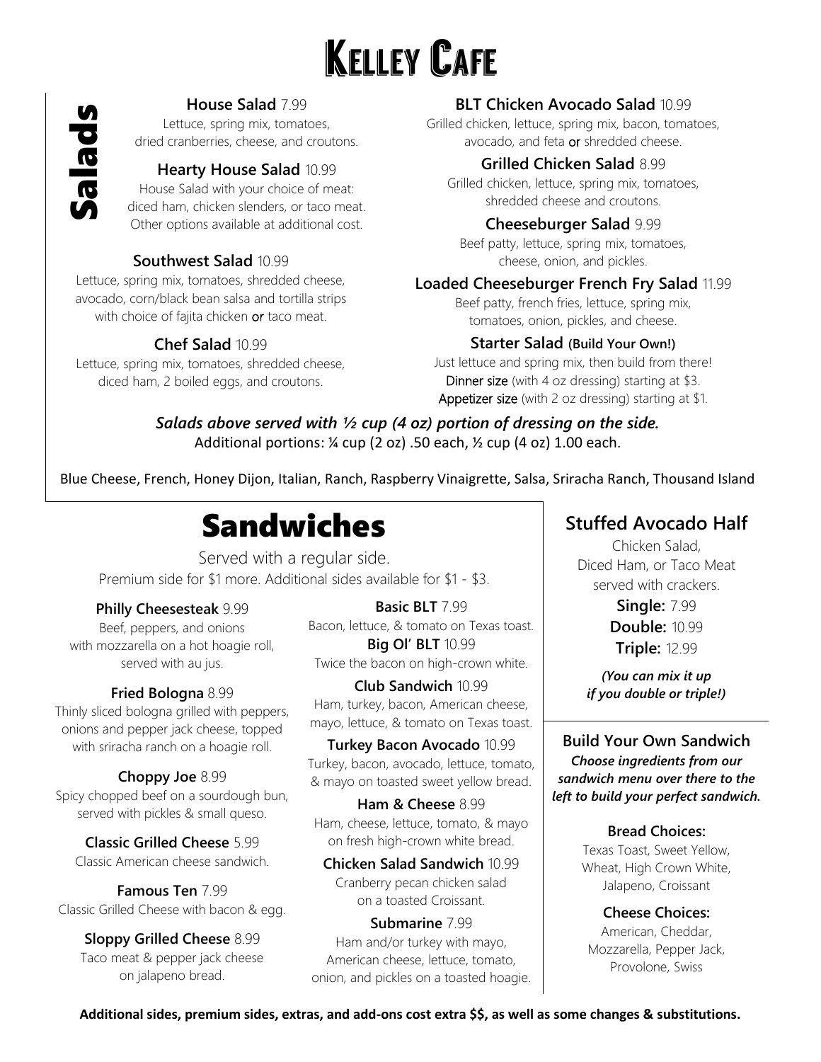# Kelley Cafe

## Salads

**House Salad** 7.99
Lettuce, spring mix, tomatoes, dried cranberries, cheese, and croutons.

**Hearty House Salad** 10.99
House Salad with your choice of meat: diced ham, chicken slenders, or taco meat. Other options available at additional cost.

**Southwest Salad** 10.99
Lettuce, spring mix, tomatoes, shredded cheese, avocado, corn/black bean salsa and tortilla strips with choice of fajita chicken **or** taco meat.

**Chef Salad** 10.99
Lettuce, spring mix, tomatoes, shredded cheese, diced ham, 2 boiled eggs, and croutons.

**BLT Chicken Avocado Salad** 10.99
Grilled chicken, lettuce, spring mix, bacon, tomatoes, avocado, and feta **or** shredded cheese.

**Grilled Chicken Salad** 8.99
Grilled chicken, lettuce, spring mix, tomatoes, shredded cheese and croutons.

**Cheeseburger Salad** 9.99
Beef patty, lettuce, spring mix, tomatoes, cheese, onion, and pickles.

**Loaded Cheeseburger French Fry Salad** 11.99
Beef patty, french fries, lettuce, spring mix, tomatoes, onion, pickles, and cheese.

**Starter Salad (Build Your Own!)**
Just lettuce and spring mix, then build from there!
Dinner size (with 4 oz dressing) starting at $3.
Appetizer size (with 2 oz dressing) starting at $1.

***Salads above served with ½ cup (4 oz) portion of dressing on the side.***
Additional portions: ¼ cup (2 oz) .50 each, ½ cup (4 oz) 1.00 each.

Blue Cheese, French, Honey Dijon, Italian, Ranch, Raspberry Vinaigrette, Salsa, Sriracha Ranch, Thousand Island

## Sandwiches

Served with a regular side.
Premium side for $1 more. Additional sides available for $1 - $3.

**Philly Cheesesteak** 9.99
Beef, peppers, and onions with mozzarella on a hot hoagie roll, served with au jus.

**Fried Bologna** 8.99
Thinly sliced bologna grilled with peppers, onions and pepper jack cheese, topped with sriracha ranch on a hoagie roll.

**Choppy Joe** 8.99
Spicy chopped beef on a sourdough bun, served with pickles & small queso.

**Classic Grilled Cheese** 5.99
Classic American cheese sandwich.

**Famous Ten** 7.99
Classic Grilled Cheese with bacon & egg.

**Sloppy Grilled Cheese** 8.99
Taco meat & pepper jack cheese on jalapeno bread.

**Basic BLT** 7.99
Bacon, lettuce, & tomato on Texas toast.

**Big Ol' BLT** 10.99
Twice the bacon on high-crown white.

**Club Sandwich** 10.99
Ham, turkey, bacon, American cheese, mayo, lettuce, & tomato on Texas toast.

**Turkey Bacon Avocado** 10.99
Turkey, bacon, avocado, lettuce, tomato, & mayo on toasted sweet yellow bread.

**Ham & Cheese** 8.99
Ham, cheese, lettuce, tomato, & mayo on fresh high-crown white bread.

**Chicken Salad Sandwich** 10.99
Cranberry pecan chicken salad on a toasted Croissant.

**Submarine** 7.99
Ham and/or turkey with mayo, American cheese, lettuce, tomato, onion, and pickles on a toasted hoagie.

## Stuffed Avocado Half

Chicken Salad, Diced Ham, or Taco Meat served with crackers.

**Single:** 7.99
**Double:** 10.99
**Triple:** 12.99

***(You can mix it up if you double or triple!)***

### Build Your Own Sandwich

***Choose ingredients from our sandwich menu over there to the left to build your perfect sandwich.***

**Bread Choices:**
Texas Toast, Sweet Yellow, Wheat, High Crown White, Jalapeno, Croissant

**Cheese Choices:**
American, Cheddar, Mozzarella, Pepper Jack, Provolone, Swiss

**Additional sides, premium sides, extras, and add-ons cost extra $$, as well as some changes & substitutions.**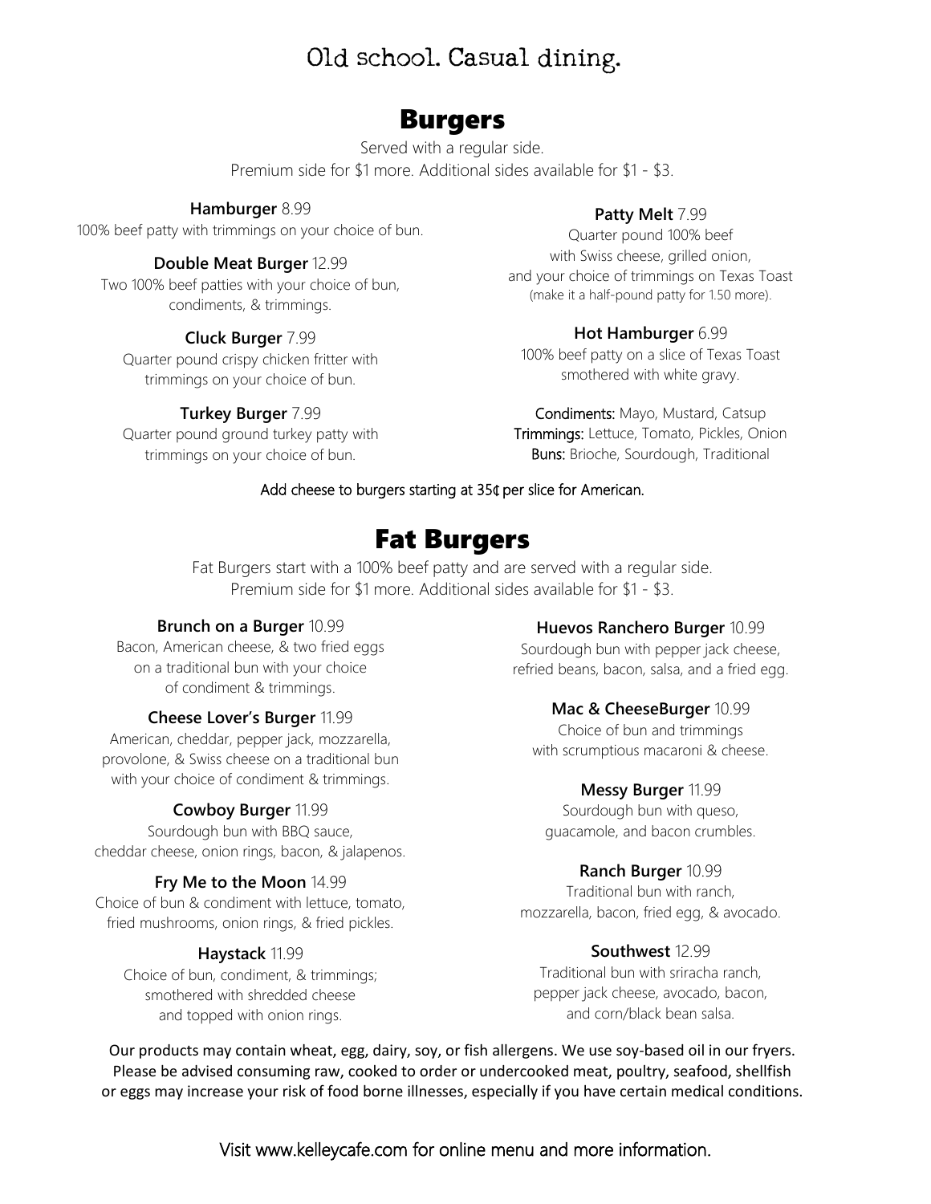Old school. Casual dining.

# Burgers

Served with a regular side.
Premium side for $1 more. Additional sides available for $1 - $3.

**Hamburger** 8.99
100% beef patty with trimmings on your choice of bun.

**Double Meat Burger** 12.99
Two 100% beef patties with your choice of bun, condiments, & trimmings.

**Cluck Burger** 7.99
Quarter pound crispy chicken fritter with trimmings on your choice of bun.

**Turkey Burger** 7.99
Quarter pound ground turkey patty with trimmings on your choice of bun.

**Patty Melt** 7.99
Quarter pound 100% beef with Swiss cheese, grilled onion, and your choice of trimmings on Texas Toast (make it a half-pound patty for 1.50 more).

**Hot Hamburger** 6.99
100% beef patty on a slice of Texas Toast smothered with white gravy.

Condiments: Mayo, Mustard, Catsup
Trimmings: Lettuce, Tomato, Pickles, Onion
Buns: Brioche, Sourdough, Traditional

Add cheese to burgers starting at 35¢ per slice for American.

# Fat Burgers

Fat Burgers start with a 100% beef patty and are served with a regular side.
Premium side for $1 more. Additional sides available for $1 - $3.

**Brunch on a Burger** 10.99
Bacon, American cheese, & two fried eggs on a traditional bun with your choice of condiment & trimmings.

**Cheese Lover's Burger** 11.99
American, cheddar, pepper jack, mozzarella, provolone, & Swiss cheese on a traditional bun with your choice of condiment & trimmings.

**Cowboy Burger** 11.99
Sourdough bun with BBQ sauce, cheddar cheese, onion rings, bacon, & jalapenos.

**Fry Me to the Moon** 14.99
Choice of bun & condiment with lettuce, tomato, fried mushrooms, onion rings, & fried pickles.

**Haystack** 11.99
Choice of bun, condiment, & trimmings; smothered with shredded cheese and topped with onion rings.

**Huevos Ranchero Burger** 10.99
Sourdough bun with pepper jack cheese, refried beans, bacon, salsa, and a fried egg.

**Mac & CheeseBurger** 10.99
Choice of bun and trimmings with scrumptious macaroni & cheese.

**Messy Burger** 11.99
Sourdough bun with queso, guacamole, and bacon crumbles.

**Ranch Burger** 10.99
Traditional bun with ranch, mozzarella, bacon, fried egg, & avocado.

**Southwest** 12.99
Traditional bun with sriracha ranch, pepper jack cheese, avocado, bacon, and corn/black bean salsa.

Our products may contain wheat, egg, dairy, soy, or fish allergens. We use soy-based oil in our fryers. Please be advised consuming raw, cooked to order or undercooked meat, poultry, seafood, shellfish or eggs may increase your risk of food borne illnesses, especially if you have certain medical conditions.

Visit www.kelleycafe.com for online menu and more information.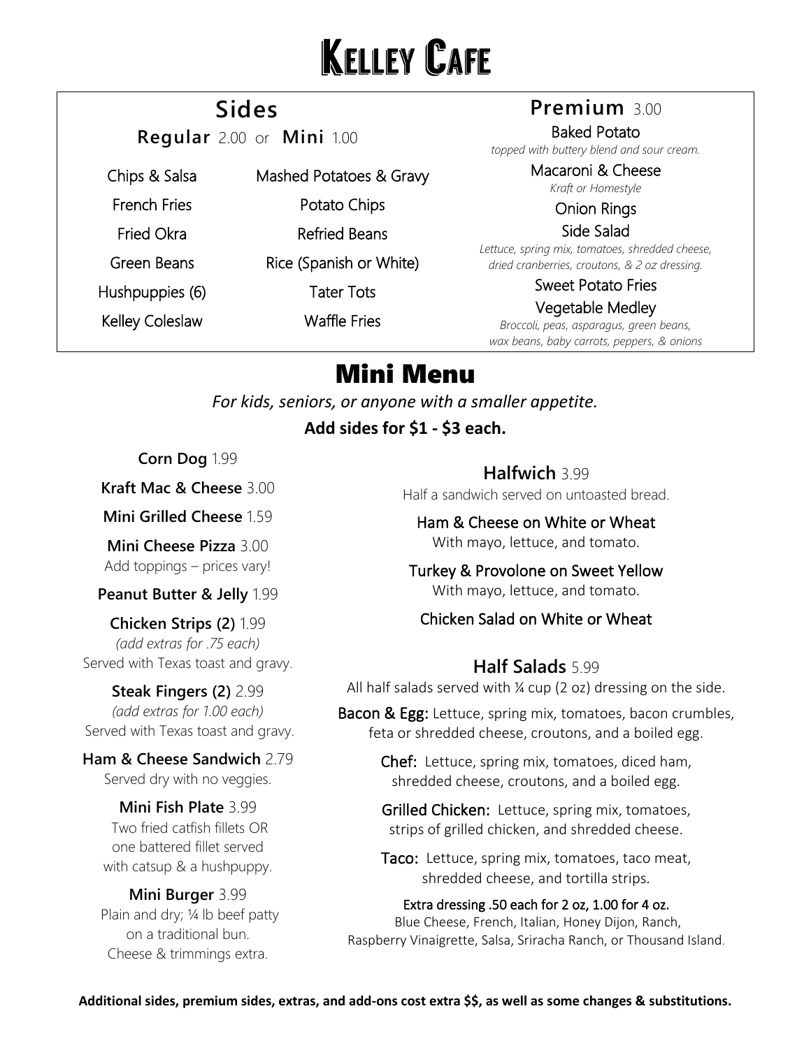# Kelley Cafe

## Sides

**Regular** 2.00 or **Mini** 1.00

- Chips & Salsa
- French Fries
- Fried Okra
- Green Beans
- Hushpuppies (6)
- Kelley Coleslaw
- Mashed Potatoes & Gravy
- Potato Chips
- Refried Beans
- Rice (Spanish or White)
- Tater Tots
- Waffle Fries

## Premium 3.00

Baked Potato
*topped with buttery blend and sour cream.*

Macaroni & Cheese
*Kraft or Homestyle*

Onion Rings

Side Salad
*Lettuce, spring mix, tomatoes, shredded cheese, dried cranberries, croutons, & 2 oz dressing.*

Sweet Potato Fries

Vegetable Medley
*Broccoli, peas, asparagus, green beans, wax beans, baby carrots, peppers, & onions*

# Mini Menu

*For kids, seniors, or anyone with a smaller appetite.*

**Add sides for $1 - $3 each.**

**Corn Dog** 1.99

**Kraft Mac & Cheese** 3.00

**Mini Grilled Cheese** 1.59

**Mini Cheese Pizza** 3.00
Add toppings – prices vary!

**Peanut Butter & Jelly** 1.99

**Chicken Strips (2)** 1.99
*(add extras for .75 each)*
Served with Texas toast and gravy.

**Steak Fingers (2)** 2.99
*(add extras for 1.00 each)*
Served with Texas toast and gravy.

**Ham & Cheese Sandwich** 2.79
Served dry with no veggies.

**Mini Fish Plate** 3.99
Two fried catfish fillets OR one battered fillet served with catsup & a hushpuppy.

**Mini Burger** 3.99
Plain and dry; ¼ lb beef patty on a traditional bun.
Cheese & trimmings extra.

### Halfwich 3.99

Half a sandwich served on untoasted bread.

Ham & Cheese on White or Wheat
With mayo, lettuce, and tomato.

Turkey & Provolone on Sweet Yellow
With mayo, lettuce, and tomato.

Chicken Salad on White or Wheat

### Half Salads 5.99

All half salads served with ¼ cup (2 oz) dressing on the side.

**Bacon & Egg:** Lettuce, spring mix, tomatoes, bacon crumbles, feta or shredded cheese, croutons, and a boiled egg.

**Chef:** Lettuce, spring mix, tomatoes, diced ham, shredded cheese, croutons, and a boiled egg.

**Grilled Chicken:** Lettuce, spring mix, tomatoes, strips of grilled chicken, and shredded cheese.

**Taco:** Lettuce, spring mix, tomatoes, taco meat, shredded cheese, and tortilla strips.

Extra dressing .50 each for 2 oz, 1.00 for 4 oz.
Blue Cheese, French, Italian, Honey Dijon, Ranch, Raspberry Vinaigrette, Salsa, Sriracha Ranch, or Thousand Island.

**Additional sides, premium sides, extras, and add-ons cost extra $$, as well as some changes & substitutions.**